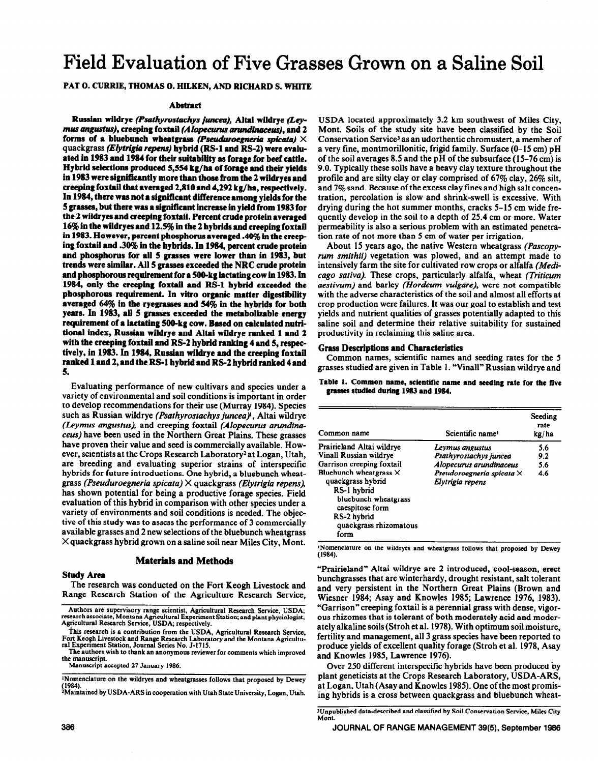# Field Evaluation of Five Grasses Grown on a Saline Soil

PAT O. CURRIE, THOMAS O. HILKEN, AND RICHARD S. WHITE

## Abstract

**Russian wildrye *(Psathyrostachys juncea)*, Altai wildrye *(Leymus angustus)*, creeping foxtail *(Alopecurus arundinaceus)*, and 2 forms of a bluebunch wheatgrass *(Pseuduroegneria spicata)* × quackgrass *(Elytrigia repens)* hybrid (RS-1 and RS-2) were evaluated in 1983 and 1984 for their suitability as forage for beef cattle. Hybrid selections produced 5,554 kg/ha of forage and their yields in 1983 were significantly more than those from the 2 wildryes and creeping foxtail that averaged 2,810 and 4,292 kg/ha, respectively. In 1984, there was not a significant difference among yields for the 5 grasses, but there was a significant increase in yield from 1983 for the 2 wildryes and creeping foxtail. Percent crude protein averaged 16% in the wildryes and 12.5% in the 2 hybrids and creeping foxtail in 1983. However, percent phosphorus averaged .40% in the creeping foxtail and .30% in the hybrids. In 1984, percent crude protein and phosphorus for all 5 grasses were lower than in 1983, but trends were similar. All 5 grasses exceeded the NRC crude protein and phosphorous requirement for a 500-kg lactating cow in 1983. In 1984, only the creeping foxtail and RS-1 hybrid exceeded the phosphorous requirement. In vitro organic matter digestibility averaged 64% in the ryegrasses and 54% in the hybrids for both years. In 1983, all 5 grasses exceeded the metabolizable energy requirement of a lactating 500-kg cow. Based on calculated nutritional index, Russian wildrye and Altai wildrye ranked 1 and 2 with the creeping foxtail and RS-2 hybrid ranking 4 and 5, respectively, in 1983. In 1984, Russian wildrye and the creeping foxtail ranked 1 and 2, and the RS-1 hybrid and RS-2 hybrid ranked 4 and 5.**

Evaluating performance of new cultivars and species under a variety of environmental and soil conditions is important in order to develop recommendations for their use (Murray 1984). Species such as Russian wildrye *(Psathyrostachys juncea)*[1], Altai wildrye *(Leymus angustus)*, and creeping foxtail *(Alopecurus arundinaceus)* have been used in the Northern Great Plains. These grasses have proven their value and seed is commercially available. However, scientists at the Crops Research Laboratory[2] at Logan, Utah, are breeding and evaluating superior strains of interspecific hybrids for future introductions. One hybrid, a bluebunch wheatgrass *(Pseuduroegneria spicata)* × quackgrass *(Elytrigia repens)*, has shown potential for being a productive forage species. Field evaluation of this hybrid in comparison with other species under a variety of environments and soil conditions is needed. The objective of this study was to assess the performance of 3 commercially available grasses and 2 new selections of the bluebunch wheatgrass × quackgrass hybrid grown on a saline soil near Miles City, Mont.

## Materials and Methods

### Study Area

The research was conducted on the Fort Keogh Livestock and Range Research Station of the Agriculture Research Service, USDA located approximately 3.2 km southwest of Miles City, Mont. Soils of the study site have been classified by the Soil Conservation Service[3] as an udorthentic chromustert, a member of a very fine, montmorillonitic, frigid family. Surface (0–15 cm) pH of the soil averages 8.5 and the pH of the subsurface (15–76 cm) is 9.0. Typically these soils have a heavy clay texture throughout the profile and are silty clay or clay comprised of 67% clay, 26% silt, and 7% sand. Because of the excess clay fines and high salt concentration, percolation is slow and shrink-swell is excessive. With drying during the hot summer months, cracks 5–15 cm wide frequently develop in the soil to a depth of 25.4 cm or more. Water permeability is also a serious problem with an estimated penetration rate of not more than 5 cm of water per irrigation.

About 15 years ago, the native Western wheatgrass *(Pascopyrum smithii)* vegetation was plowed, and an attempt made to intensively farm the site for cultivated row crops or alfalfa *(Medicago sativa)*. These crops, particularly alfalfa, wheat *(Triticum aestivum)* and barley *(Hordeum vulgare)*, were not compatible with the adverse characteristics of the soil and almost all efforts at crop production were failures. It was our goal to establish and test yields and nutrient qualities of grasses potentially adapted to this saline soil and determine their relative suitability for sustained productivity in reclaiming this saline area.

### Grass Descriptions and Characteristics

Common names, scientific names and seeding rates for the 5 grasses studied are given in Table 1. "Vinall" Russian wildrye and "Prairieland" Altai wildrye are 2 introduced, cool-season, erect bunchgrasses that are winterhardy, drought resistant, salt tolerant and very persistent in the Northern Great Plains (Brown and Wiesner 1984; Asay and Knowles 1985; Lawrence 1976, 1983). "Garrison" creeping foxtail is a perennial grass with dense, vigorous rhizomes that is tolerant of both moderately acid and moderately alkaline soils (Stroh et al. 1978). With optimum soil moisture, fertility and management, all 3 grass species have been reported to produce yields of excellent quality forage (Stroh et al. 1978, Asay and Knowles 1985, Lawrence 1976).

**Table 1. Common name, scientific name and seeding rate for the five grasses studied during 1983 and 1984.**

| Common name | Scientific name[1] | Seeding rate kg/ha |
|---|---|---|
| Prairieland Altai wildrye | *Leymus angustus* | 5.6 |
| Vinall Russian wildrye | *Psathyrostachys juncea* | 9.2 |
| Garrison creeping foxtail | *Alopecurus arundinaceus* | 5.6 |
| Bluebunch wheatgrass × quackgrass hybrid | *Pseudoroegneria spicata* × *Elytrigia repens* | 4.6 |
| RS-1 hybrid bluebunch wheatgrass caespitose form | | |
| RS-2 hybrid quackgrass rhizomatous form | | |

[1]Nomenclature on the wildryes and wheatgrass follows that proposed by Dewey (1984).

Over 250 different interspecific hybrids have been produced by plant geneticists at the Crops Research Laboratory, USDA-ARS, at Logan, Utah (Asay and Knowles 1985). One of the most promising hybrids is a cross between quackgrass and bluebunch wheat-

Authors are supervisory range scientist, Agricultural Research Service, USDA; research associate, Montana Agricultural Experiment Station; and plant physiologist, Agricultural Research Service, USDA; respectively.

This research is a contribution from the USDA, Agricultural Research Service, Fort Keogh Livestock and Range Research Laboratory and the Montana Agricultural Experiment Station, Journal Series No. J-1715.

The authors wish to thank an anonymous reviewer for comments which improved the manuscript.

Manuscript accepted 27 January 1986.

[1]Nomenclature on the wildryes and wheatgrasses follows that proposed by Dewey (1984).

[2]Maintained by USDA-ARS in cooperation with Utah State University, Logan, Utah.

[3]Unpublished data-described and classified by Soil Conservation Service, Miles City Mont.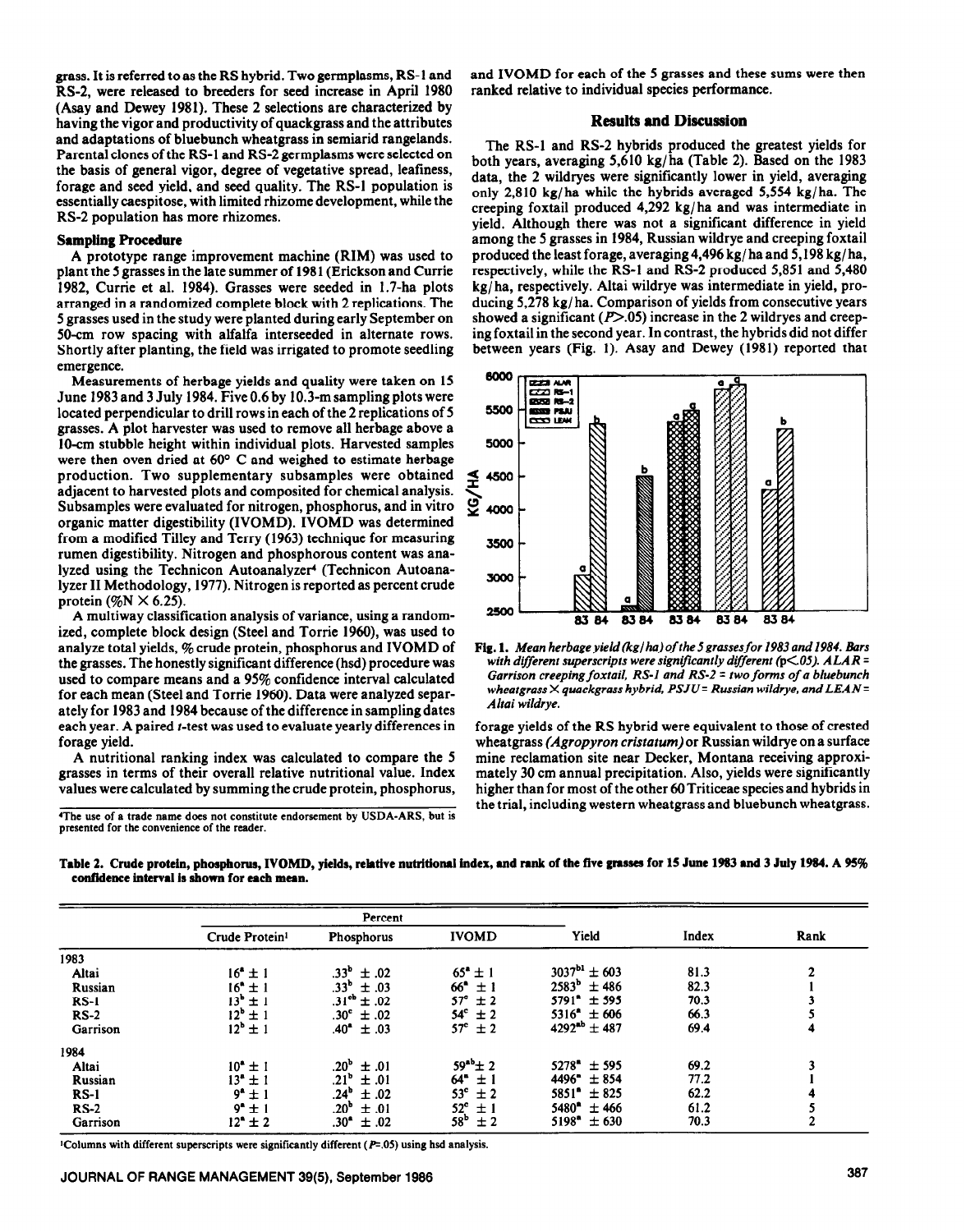grass. It is referred to as the RS hybrid. Two germplasms, RS-1 and RS-2, were released to breeders for seed increase in April 1980 (Asay and Dewey 1981). These 2 selections are characterized by having the vigor and productivity of quackgrass and the attributes and adaptations of bluebunch wheatgrass in semiarid rangelands. Parental clones of the RS-1 and RS-2 germplasms were selected on the basis of general vigor, degree of vegetative spread, leafiness, forage and seed yield, and seed quality. The RS-1 population is essentially caespitose, with limited rhizome development, while the RS-2 population has more rhizomes.

### Sampling Procedure

A prototype range improvement machine (RIM) was used to plant the 5 grasses in the late summer of 1981 (Erickson and Currie 1982, Currie et al. 1984). Grasses were seeded in 1.7-ha plots arranged in a randomized complete block with 2 replications. The 5 grasses used in the study were planted during early September on 50-cm row spacing with alfalfa interseeded in alternate rows. Shortly after planting, the field was irrigated to promote seedling emergence.

Measurements of herbage yields and quality were taken on 15 June 1983 and 3 July 1984. Five 0.6 by 10.3-m sampling plots were located perpendicular to drill rows in each of the 2 replications of 5 grasses. A plot harvester was used to remove all herbage above a 10-cm stubble height within individual plots. Harvested samples were then oven dried at 60° C and weighed to estimate herbage production. Two supplementary subsamples were obtained adjacent to harvested plots and composited for chemical analysis. Subsamples were evaluated for nitrogen, phosphorus, and in vitro organic matter digestibility (IVOMD). IVOMD was determined from a modified Tilley and Terry (1963) technique for measuring rumen digestibility. Nitrogen and phosphorous content was analyzed using the Technicon Autoanalyzer[4] (Technicon Autoanalyzer II Methodology, 1977). Nitrogen is reported as percent crude protein (%N $\times$ 6.25).

A multiway classification analysis of variance, using a randomized, complete block design (Steel and Torrie 1960), was used to analyze total yields, % crude protein, phosphorus and IVOMD of the grasses. The honestly significant difference (hsd) procedure was used to compare means and a 95% confidence interval calculated for each mean (Steel and Torrie 1960). Data were analyzed separately for 1983 and 1984 because of the difference in sampling dates each year. A paired $t$-test was used to evaluate yearly differences in forage yield.

A nutritional ranking index was calculated to compare the 5 grasses in terms of their overall relative nutritional value. Index values were calculated by summing the crude protein, phosphorus, and IVOMD for each of the 5 grasses and these sums were then ranked relative to individual species performance.

[4]The use of a trade name does not constitute endorsement by USDA-ARS, but is presented for the convenience of the reader.

## Results and Discussion

The RS-1 and RS-2 hybrids produced the greatest yields for both years, averaging 5,610 kg/ha (Table 2). Based on the 1983 data, the 2 wildryes were significantly lower in yield, averaging only 2,810 kg/ha while the hybrids averaged 5,554 kg/ha. The creeping foxtail produced 4,292 kg/ha and was intermediate in yield. Although there was not a significant difference in yield among the 5 grasses in 1984, Russian wildrye and creeping foxtail produced the least forage, averaging 4,496 kg/ha and 5,198 kg/ha, respectively, while the RS-1 and RS-2 produced 5,851 and 5,480 kg/ha, respectively. Altai wildrye was intermediate in yield, producing 5,278 kg/ha. Comparison of yields from consecutive years showed a significant ($P$>.05) increase in the 2 wildryes and creeping foxtail in the second year. In contrast, the hybrids did not differ between years (Fig. 1). Asay and Dewey (1981) reported that forage yields of the RS hybrid were equivalent to those of crested wheatgrass (*Agropyron cristatum*) or Russian wildrye on a surface mine reclamation site near Decker, Montana receiving approximately 30 cm annual precipitation. Also, yields were significantly higher than for most of the other 60 Triticeae species and hybrids in the trial, including western wheatgrass and bluebunch wheatgrass.

**Fig. 1.** *Mean herbage yield (kg/ha) of the 5 grasses for 1983 and 1984. Bars with different superscripts were significantly different (p<.05). ALAR = Garrison creeping foxtail, RS-1 and RS-2 = two forms of a bluebunch wheatgrass × quackgrass hybrid, PSJU = Russian wildrye, and LEAN = Altai wildrye.*

**Table 2. Crude protein, phosphorus, IVOMD, yields, relative nutritional index, and rank of the five grasses for 15 June 1983 and 3 July 1984. A 95% confidence interval is shown for each mean.**

| | Percent | | | | | |
|---|---|---|---|---|---|---|
| | Crude Protein[1] | Phosphorus | IVOMD | Yield | Index | Rank |
| 1983 | | | | | | |
| Altai | 16[a] ± 1 | .33[b] ± .02 | 65[a] ± 1 | 3037[b1] ± 603 | 81.3 | 2 |
| Russian | 16[a] ± 1 | .33[b] ± .03 | 66[a] ± 1 | 2583[b] ± 486 | 82.3 | 1 |
| RS-1 | 13[b] ± 1 | .31[cb] ± .02 | 57[c] ± 2 | 5791[a] ± 595 | 70.3 | 3 |
| RS-2 | 12[b] ± 1 | .30[c] ± .02 | 54[c] ± 2 | 5316[a] ± 606 | 66.3 | 5 |
| Garrison | 12[b] ± 1 | .40[a] ± .03 | 57[c] ± 2 | 4292[ab] ± 487 | 69.4 | 4 |
| 1984 | | | | | | |
| Altai | 10[a] ± 1 | .20[b] ± .01 | 59[ab] ± 2 | 5278[a] ± 595 | 69.2 | 3 |
| Russian | 13[a] ± 1 | .21[b] ± .01 | 64[a] ± 1 | 4496[a] ± 854 | 77.2 | 1 |
| RS-1 | 9[a] ± 1 | .24[b] ± .02 | 53[c] ± 2 | 5851[a] ± 825 | 62.2 | 4 |
| RS-2 | 9[a] ± 1 | .20[b] ± .01 | 52[c] ± 1 | 5480[a] ± 466 | 61.2 | 5 |
| Garrison | 12[a] ± 2 | .30[a] ± .02 | 58[b] ± 2 | 5198[a] ± 630 | 70.3 | 2 |

[1]Columns with different superscripts were significantly different ($P$=.05) using hsd analysis.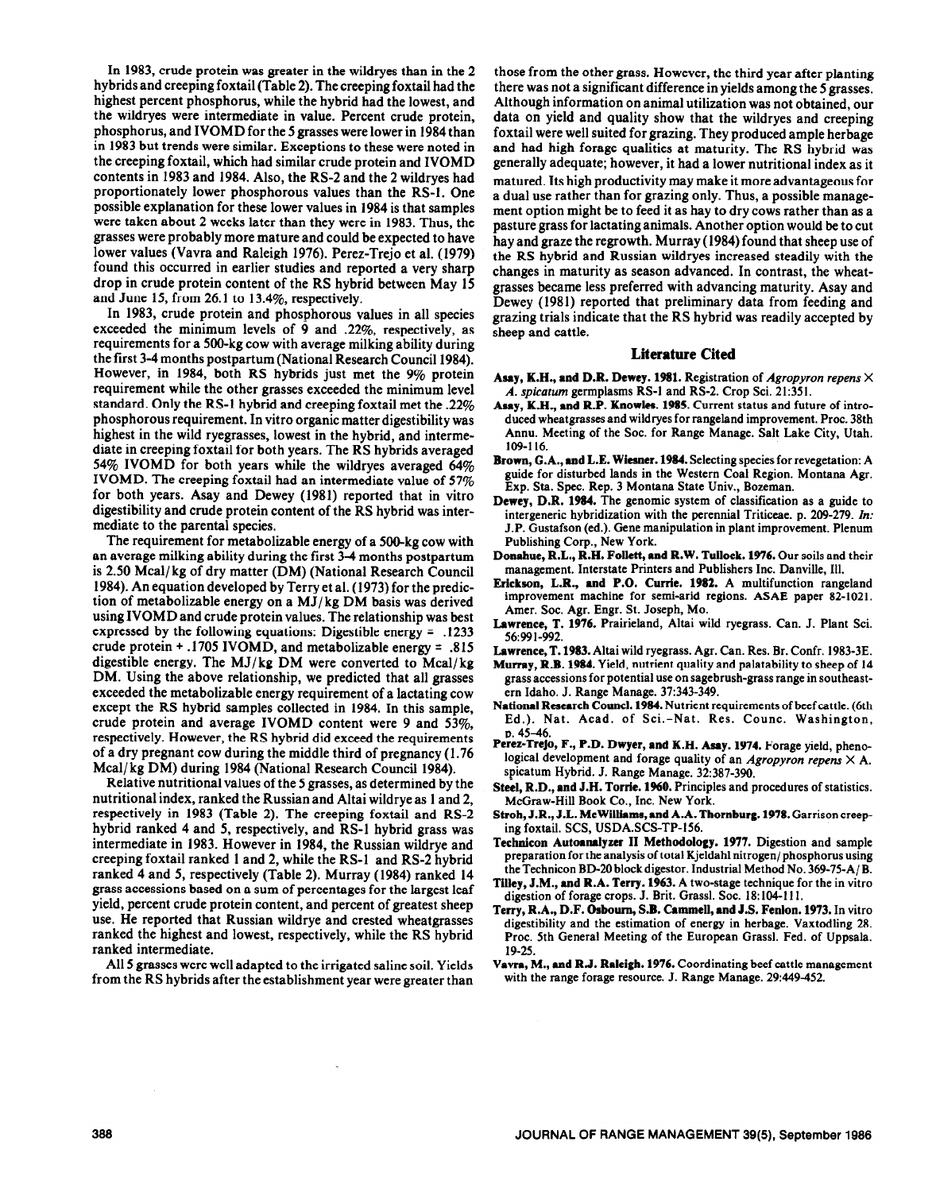In 1983, crude protein was greater in the wildryes than in the 2 hybrids and creeping foxtail (Table 2). The creeping foxtail had the highest percent phosphorus, while the hybrid had the lowest, and the wildryes were intermediate in value. Percent crude protein, phosphorus, and IVOMD for the 5 grasses were lower in 1984 than in 1983 but trends were similar. Exceptions to these were noted in the creeping foxtail, which had similar crude protein and IVOMD contents in 1983 and 1984. Also, the RS-2 and the 2 wildryes had proportionately lower phosphorous values than the RS-1. One possible explanation for these lower values in 1984 is that samples were taken about 2 weeks later than they were in 1983. Thus, the grasses were probably more mature and could be expected to have lower values (Vavra and Raleigh 1976). Perez-Trejo et al. (1979) found this occurred in earlier studies and reported a very sharp drop in crude protein content of the RS hybrid between May 15 and June 15, from 26.1 to 13.4%, respectively.

In 1983, crude protein and phosphorous values in all species exceeded the minimum levels of 9 and .22%, respectively, as requirements for a 500-kg cow with average milking ability during the first 3-4 months postpartum (National Research Council 1984). However, in 1984, both RS hybrids just met the 9% protein requirement while the other grasses exceeded the minimum level standard. Only the RS-1 hybrid and creeping foxtail met the .22% phosphorous requirement. In vitro organic matter digestibility was highest in the wild ryegrasses, lowest in the hybrid, and intermediate in creeping foxtail for both years. The RS hybrids averaged 54% IVOMD for both years while the wildryes averaged 64% IVOMD. The creeping foxtail had an intermediate value of 57% for both years. Asay and Dewey (1981) reported that in vitro digestibility and crude protein content of the RS hybrid was intermediate to the parental species.

The requirement for metabolizable energy of a 500-kg cow with an average milking ability during the first 3-4 months postpartum is 2.50 Mcal/kg of dry matter (DM) (National Research Council 1984). An equation developed by Terry et al. (1973) for the prediction of metabolizable energy on a MJ/kg DM basis was derived using IVOMD and crude protein values. The relationship was best expressed by the following equations: Digestible energy = .1233 crude protein + .1705 IVOMD, and metabolizable energy = .815 digestible energy. The MJ/kg DM were converted to Mcal/kg DM. Using the above relationship, we predicted that all grasses exceeded the metabolizable energy requirement of a lactating cow except the RS hybrid samples collected in 1984. In this sample, crude protein and average IVOMD content were 9 and 53%, respectively. However, the RS hybrid did exceed the requirements of a dry pregnant cow during the middle third of pregnancy (1.76 Mcal/kg DM) during 1984 (National Research Council 1984).

Relative nutritional values of the 5 grasses, as determined by the nutritional index, ranked the Russian and Altai wildrye as 1 and 2, respectively in 1983 (Table 2). The creeping foxtail and RS-2 hybrid ranked 4 and 5, respectively, and RS-1 hybrid grass was intermediate in 1983. However in 1984, the Russian wildrye and creeping foxtail ranked 1 and 2, while the RS-1 and RS-2 hybrid ranked 4 and 5, respectively (Table 2). Murray (1984) ranked 14 grass accessions based on a sum of percentages for the largest leaf yield, percent crude protein content, and percent of greatest sheep use. He reported that Russian wildrye and crested wheatgrasses ranked the highest and lowest, respectively, while the RS hybrid ranked intermediate.

All 5 grasses were well adapted to the irrigated saline soil. Yields from the RS hybrids after the establishment year were greater than those from the other grass. However, the third year after planting there was not a significant difference in yields among the 5 grasses. Although information on animal utilization was not obtained, our data on yield and quality show that the wildryes and creeping foxtail were well suited for grazing. They produced ample herbage and had high forage qualities at maturity. The RS hybrid was generally adequate; however, it had a lower nutritional index as it matured. Its high productivity may make it more advantageous for a dual use rather than for grazing only. Thus, a possible management option might be to feed it as hay to dry cows rather than as a pasture grass for lactating animals. Another option would be to cut hay and graze the regrowth. Murray (1984) found that sheep use of the RS hybrid and Russian wildryes increased steadily with the changes in maturity as season advanced. In contrast, the wheatgrasses became less preferred with advancing maturity. Asay and Dewey (1981) reported that preliminary data from feeding and grazing trials indicate that the RS hybrid was readily accepted by sheep and cattle.

## Literature Cited

**Asay, K.H., and D.R. Dewey. 1981.** Registration of *Agropyron repens* × *A. spicatum* germplasms RS-1 and RS-2. Crop Sci. 21:351.

**Asay, K.H., and R.P. Knowles. 1985.** Current status and future of introduced wheatgrasses and wildryes for rangeland improvement. Proc. 38th Annu. Meeting of the Soc. for Range Manage. Salt Lake City, Utah. 109-116.

**Brown, G.A., and L.E. Wiesner. 1984.** Selecting species for revegetation: A guide for disturbed lands in the Western Coal Region. Montana Agr. Exp. Sta. Spec. Rep. 3 Montana State Univ., Bozeman.

**Dewey, D.R. 1984.** The genomic system of classification as a guide to intergeneric hybridization with the perennial Triticeae. p. 209-279. *In:* J.P. Gustafson (ed.). Gene manipulation in plant improvement. Plenum Publishing Corp., New York.

**Donahue, R.L., R.H. Follett, and R.W. Tulloch. 1976.** Our soils and their management. Interstate Printers and Publishers Inc. Danville, Ill.

**Erickson, L.R., and P.O. Currie. 1982.** A multifunction rangeland improvement machine for semi-arid regions. ASAE paper 82-1021. Amer. Soc. Agr. Engr. St. Joseph, Mo.

**Lawrence, T. 1976.** Prairieland, Altai wild ryegrass. Can. J. Plant Sci. 56:991-992.

**Lawrence, T. 1983.** Altai wild ryegrass. Agr. Can. Res. Br. Confr. 1983-3E.

**Murray, R.B. 1984.** Yield, nutrient quality and palatability to sheep of 14 grass accessions for potential use on sagebrush-grass range in southeastern Idaho. J. Range Manage. 37:343-349.

**National Research Council. 1984.** Nutrient requirements of beef cattle. (6th Ed.). Nat. Acad. of Sci.-Nat. Res. Counc. Washington, p. 45-46.

**Perez-Trejo, F., P.D. Dwyer, and K.H. Asay. 1974.** Forage yield, phenological development and forage quality of an *Agropyron repens* × A. spicatum Hybrid. J. Range Manage. 32:387-390.

**Steel, R.D., and J.H. Torrie. 1960.** Principles and procedures of statistics. McGraw-Hill Book Co., Inc. New York.

**Stroh, J.R., J.L. McWilliams, and A.A. Thornburg. 1978.** Garrison creeping foxtail. SCS, USDA.SCS-TP-156.

**Technicon Autoanalyzer II Methodology. 1977.** Digestion and sample preparation for the analysis of total Kjeldahl nitrogen/phosphorus using the Technicon BD-20 block digestor. Industrial Method No. 369-75-A/B.

**Tilley, J.M., and R.A. Terry. 1963.** A two-stage technique for the in vitro digestion of forage crops. J. Brit. Grassl. Soc. 18:104-111.

**Terry, R.A., D.F. Osbourn, S.B. Cammell, and J.S. Fenlon. 1973.** In vitro digestibility and the estimation of energy in herbage. Vaxtodling 28. Proc. 5th General Meeting of the European Grassl. Fed. of Uppsala. 19-25.

**Vavra, M., and R.J. Raleigh. 1976.** Coordinating beef cattle management with the range forage resource. J. Range Manage. 29:449-452.